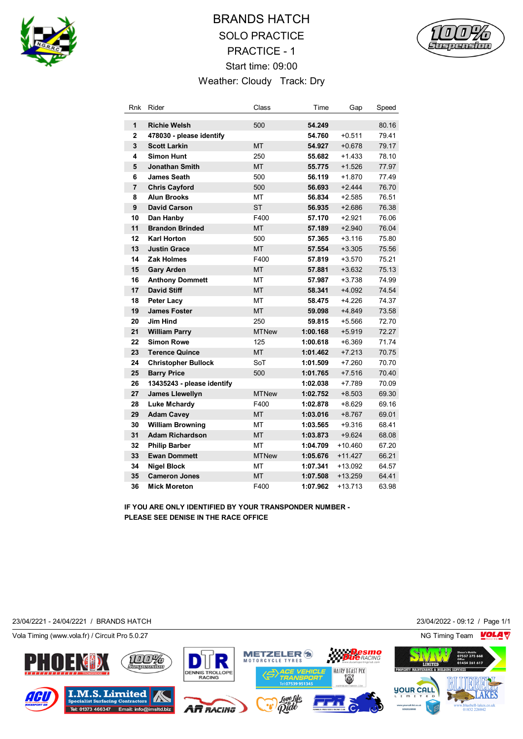# BRANDS HATCH

## SOLO PRACTICE

## PRACTICE - 1

Start time: 09:00

Weather: Cloudy   Track: Dry

| Rnk | Rider | Class | Time | Gap | Speed |
|---|---|---|---|---|---|
| 1 | **Richie Welsh** | 500 | **54.249** | | 80.16 |
| 2 | **478030 - please identify** | | **54.760** | +0.511 | 79.41 |
| 3 | **Scott Larkin** | MT | **54.927** | +0.678 | 79.17 |
| 4 | **Simon Hunt** | 250 | **55.682** | +1.433 | 78.10 |
| 5 | **Jonathan Smith** | MT | **55.775** | +1.526 | 77.97 |
| 6 | **James Seath** | 500 | **56.119** | +1.870 | 77.49 |
| 7 | **Chris Cayford** | 500 | **56.693** | +2.444 | 76.70 |
| 8 | **Alun Brooks** | MT | **56.834** | +2.585 | 76.51 |
| 9 | **David Carson** | ST | **56.935** | +2.686 | 76.38 |
| 10 | **Dan Hanby** | F400 | **57.170** | +2.921 | 76.06 |
| 11 | **Brandon Brinded** | MT | **57.189** | +2.940 | 76.04 |
| 12 | **Karl Horton** | 500 | **57.365** | +3.116 | 75.80 |
| 13 | **Justin Grace** | MT | **57.554** | +3.305 | 75.56 |
| 14 | **Zak Holmes** | F400 | **57.819** | +3.570 | 75.21 |
| 15 | **Gary Arden** | MT | **57.881** | +3.632 | 75.13 |
| 16 | **Anthony Dommett** | MT | **57.987** | +3.738 | 74.99 |
| 17 | **David Stiff** | MT | **58.341** | +4.092 | 74.54 |
| 18 | **Peter Lacy** | MT | **58.475** | +4.226 | 74.37 |
| 19 | **James Foster** | MT | **59.098** | +4.849 | 73.58 |
| 20 | **Jim Hind** | 250 | **59.815** | +5.566 | 72.70 |
| 21 | **William Parry** | MTNew | **1:00.168** | +5.919 | 72.27 |
| 22 | **Simon Rowe** | 125 | **1:00.618** | +6.369 | 71.74 |
| 23 | **Terence Quince** | MT | **1:01.462** | +7.213 | 70.75 |
| 24 | **Christopher Bullock** | SoT | **1:01.509** | +7.260 | 70.70 |
| 25 | **Barry Price** | 500 | **1:01.765** | +7.516 | 70.40 |
| 26 | **13435243 - please identify** | | **1:02.038** | +7.789 | 70.09 |
| 27 | **James Llewellyn** | MTNew | **1:02.752** | +8.503 | 69.30 |
| 28 | **Luke Mchardy** | F400 | **1:02.878** | +8.629 | 69.16 |
| 29 | **Adam Cavey** | MT | **1:03.016** | +8.767 | 69.01 |
| 30 | **William Browning** | MT | **1:03.565** | +9.316 | 68.41 |
| 31 | **Adam Richardson** | MT | **1:03.873** | +9.624 | 68.08 |
| 32 | **Philip Barber** | MT | **1:04.709** | +10.460 | 67.20 |
| 33 | **Ewan Dommett** | MTNew | **1:05.676** | +11.427 | 66.21 |
| 34 | **Nigel Block** | MT | **1:07.341** | +13.092 | 64.57 |
| 35 | **Cameron Jones** | MT | **1:07.508** | +13.259 | 64.41 |
| 36 | **Mick Moreton** | F400 | **1:07.962** | +13.713 | 63.98 |

**IF YOU ARE ONLY IDENTIFIED BY YOUR TRANSPONDER NUMBER - PLEASE SEE DENISE IN THE RACE OFFICE**

23/04/2221 - 24/04/2221 / BRANDS HATCH    23/04/2022 - 09:12

Vola Timing (www.vola.fr) / Circuit Pro 5.0.27    NG Timing Team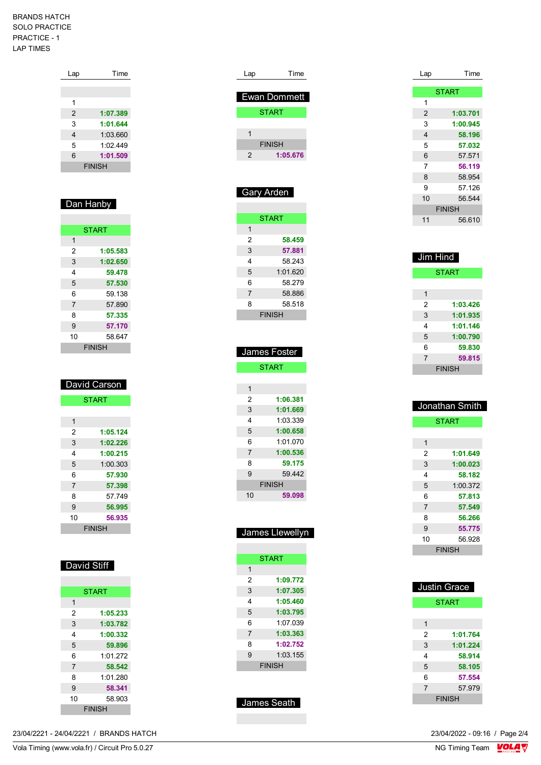BRANDS HATCH
SOLO PRACTICE
PRACTICE - 1
LAP TIMES

| Lap | Time |
|---|---|
| 1 | |
| 2 | 1:07.389 |
| 3 | 1:01.644 |
| 4 | 1:03.660 |
| 5 | 1:02.449 |
| 6 | 1:01.509 |
| FINISH | |

## Dan Hanby

| Lap | Time |
|---|---|
| START | |
| 1 | |
| 2 | 1:05.583 |
| 3 | 1:02.650 |
| 4 | 59.478 |
| 5 | 57.530 |
| 6 | 59.138 |
| 7 | 57.890 |
| 8 | 57.335 |
| 9 | 57.170 |
| 10 | 58.647 |
| FINISH | |

## David Carson

| Lap | Time |
|---|---|
| START | |
| 1 | |
| 2 | 1:05.124 |
| 3 | 1:02.226 |
| 4 | 1:00.215 |
| 5 | 1:00.303 |
| 6 | 57.930 |
| 7 | 57.398 |
| 8 | 57.749 |
| 9 | 56.995 |
| 10 | 56.935 |
| FINISH | |

## David Stiff

| Lap | Time |
|---|---|
| START | |
| 1 | |
| 2 | 1:05.233 |
| 3 | 1:03.782 |
| 4 | 1:00.332 |
| 5 | 59.896 |
| 6 | 1:01.272 |
| 7 | 58.542 |
| 8 | 1:01.280 |
| 9 | 58.341 |
| 10 | 58.903 |
| FINISH | |

## Ewan Dommett

| Lap | Time |
|---|---|
| START | |
| 1 | |
| FINISH | |
| 2 | 1:05.676 |

## Gary Arden

| Lap | Time |
|---|---|
| START | |
| 1 | |
| 2 | 58.459 |
| 3 | 57.881 |
| 4 | 58.243 |
| 5 | 1:01.620 |
| 6 | 58.279 |
| 7 | 58.886 |
| 8 | 58.518 |
| FINISH | |

## James Foster

| Lap | Time |
|---|---|
| START | |
| 1 | |
| 2 | 1:06.381 |
| 3 | 1:01.669 |
| 4 | 1:03.339 |
| 5 | 1:00.658 |
| 6 | 1:01.070 |
| 7 | 1:00.536 |
| 8 | 59.175 |
| 9 | 59.442 |
| FINISH | |
| 10 | 59.098 |

## James Llewellyn

| Lap | Time |
|---|---|
| START | |
| 1 | |
| 2 | 1:09.772 |
| 3 | 1:07.305 |
| 4 | 1:05.460 |
| 5 | 1:03.795 |
| 6 | 1:07.039 |
| 7 | 1:03.363 |
| 8 | 1:02.752 |
| 9 | 1:03.155 |
| FINISH | |

## James Seath

| Lap | Time |
|---|---|
| START | |
| 1 | |
| 2 | 1:03.701 |
| 3 | 1:00.945 |
| 4 | 58.196 |
| 5 | 57.032 |
| 6 | 57.571 |
| 7 | 56.119 |
| 8 | 58.954 |
| 9 | 57.126 |
| 10 | 56.544 |
| FINISH | |
| 11 | 56.610 |

## Jim Hind

| Lap | Time |
|---|---|
| START | |
| 1 | |
| 2 | 1:03.426 |
| 3 | 1:01.935 |
| 4 | 1:01.146 |
| 5 | 1:00.790 |
| 6 | 59.830 |
| 7 | 59.815 |
| FINISH | |

## Jonathan Smith

| Lap | Time |
|---|---|
| START | |
| 1 | |
| 2 | 1:01.649 |
| 3 | 1:00.023 |
| 4 | 58.182 |
| 5 | 1:00.372 |
| 6 | 57.813 |
| 7 | 57.549 |
| 8 | 56.266 |
| 9 | 55.775 |
| 10 | 56.928 |
| FINISH | |

## Justin Grace

| Lap | Time |
|---|---|
| START | |
| 1 | |
| 2 | 1:01.764 |
| 3 | 1:01.224 |
| 4 | 58.914 |
| 5 | 58.105 |
| 6 | 57.554 |
| 7 | 57.979 |
| FINISH | |

23/04/2221 - 24/04/2221 / BRANDS HATCH

23/04/2022 - 09:16

Vola Timing (www.vola.fr) / Circuit Pro 5.0.27

NG Timing Team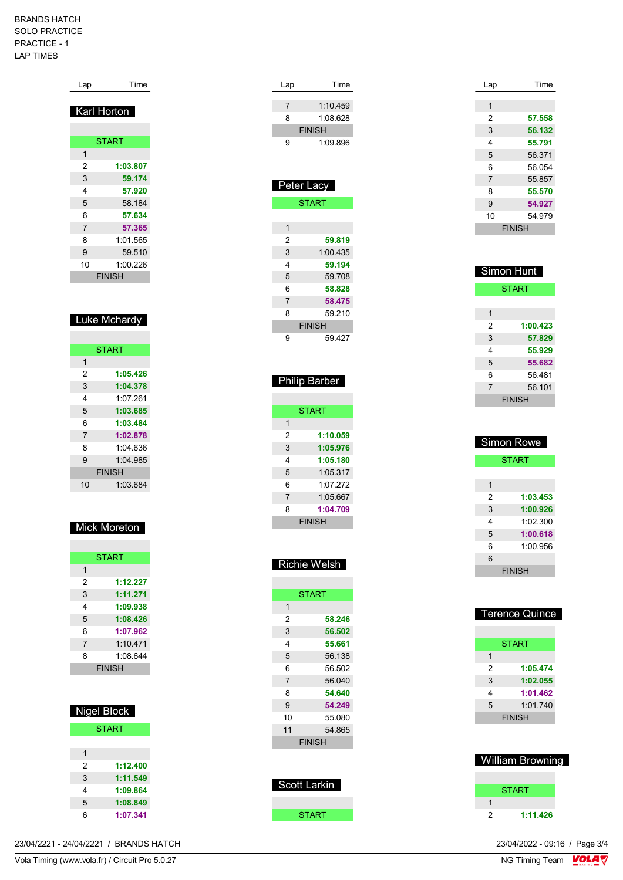BRANDS HATCH
SOLO PRACTICE
PRACTICE - 1
LAP TIMES

## Karl Horton

| Lap | Time |
|---|---|
| START | |
| 1 | |
| 2 | **1:03.807** |
| 3 | **59.174** |
| 4 | **57.920** |
| 5 | 58.184 |
| 6 | **57.634** |
| 7 | **57.365** |
| 8 | 1:01.565 |
| 9 | 59.510 |
| 10 | 1:00.226 |
| FINISH | |

## Luke Mchardy

| Lap | Time |
|---|---|
| START | |
| 1 | |
| 2 | **1:05.426** |
| 3 | **1:04.378** |
| 4 | 1:07.261 |
| 5 | **1:03.685** |
| 6 | **1:03.484** |
| 7 | **1:02.878** |
| 8 | 1:04.636 |
| 9 | 1:04.985 |
| FINISH | |
| 10 | 1:03.684 |

## Mick Moreton

| Lap | Time |
|---|---|
| START | |
| 1 | |
| 2 | **1:12.227** |
| 3 | **1:11.271** |
| 4 | **1:09.938** |
| 5 | **1:08.426** |
| 6 | **1:07.962** |
| 7 | 1:10.471 |
| 8 | 1:08.644 |
| FINISH | |

## Nigel Block

| Lap | Time |
|---|---|
| START | |
| 1 | |
| 2 | **1:12.400** |
| 3 | **1:11.549** |
| 4 | **1:09.864** |
| 5 | **1:08.849** |
| 6 | **1:07.341** |
| 7 | 1:10.459 |
| 8 | 1:08.628 |
| FINISH | |
| 9 | 1:09.896 |

## Peter Lacy

| Lap | Time |
|---|---|
| START | |
| 1 | |
| 2 | **59.819** |
| 3 | 1:00.435 |
| 4 | **59.194** |
| 5 | 59.708 |
| 6 | **58.828** |
| 7 | **58.475** |
| 8 | 59.210 |
| FINISH | |
| 9 | 59.427 |

## Philip Barber

| Lap | Time |
|---|---|
| START | |
| 1 | |
| 2 | **1:10.059** |
| 3 | **1:05.976** |
| 4 | **1:05.180** |
| 5 | 1:05.317 |
| 6 | 1:07.272 |
| 7 | 1:05.667 |
| 8 | **1:04.709** |
| FINISH | |

## Richie Welsh

| Lap | Time |
|---|---|
| START | |
| 1 | |
| 2 | **58.246** |
| 3 | **56.502** |
| 4 | **55.661** |
| 5 | 56.138 |
| 6 | 56.502 |
| 7 | 56.040 |
| 8 | **54.640** |
| 9 | **54.249** |
| 10 | 55.080 |
| 11 | 54.865 |
| FINISH | |

## Scott Larkin

| Lap | Time |
|---|---|
| START | |
| 1 | |
| 2 | **57.558** |
| 3 | **56.132** |
| 4 | **55.791** |
| 5 | 56.371 |
| 6 | 56.054 |
| 7 | 55.857 |
| 8 | **55.570** |
| 9 | **54.927** |
| 10 | 54.979 |
| FINISH | |

## Simon Hunt

| Lap | Time |
|---|---|
| START | |
| 1 | |
| 2 | **1:00.423** |
| 3 | **57.829** |
| 4 | **55.929** |
| 5 | **55.682** |
| 6 | 56.481 |
| 7 | 56.101 |
| FINISH | |

## Simon Rowe

| Lap | Time |
|---|---|
| START | |
| 1 | |
| 2 | **1:03.453** |
| 3 | **1:00.926** |
| 4 | 1:02.300 |
| 5 | **1:00.618** |
| 6 | 1:00.956 |
| 6 | |
| FINISH | |

## Terence Quince

| Lap | Time |
|---|---|
| START | |
| 1 | |
| 2 | **1:05.474** |
| 3 | **1:02.055** |
| 4 | **1:01.462** |
| 5 | 1:01.740 |
| FINISH | |

## William Browning

| Lap | Time |
|---|---|
| START | |
| 1 | |
| 2 | **1:11.426** |

23/04/2221 - 24/04/2221 / BRANDS HATCH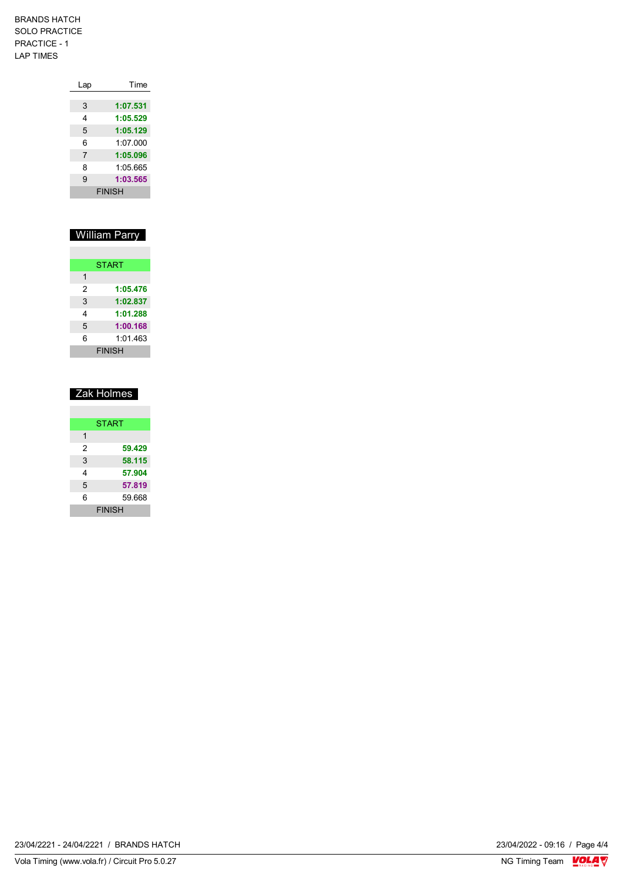BRANDS HATCH
SOLO PRACTICE
PRACTICE - 1
LAP TIMES

| Lap | Time |
|---|---|
| 3 | **1:07.531** |
| 4 | **1:05.529** |
| 5 | **1:05.129** |
| 6 | 1:07.000 |
| 7 | **1:05.096** |
| 8 | 1:05.665 |
| 9 | **1:03.565** |
| FINISH | |

## William Parry

| Lap | Time |
|---|---|
| START | |
| 1 | |
| 2 | **1:05.476** |
| 3 | **1:02.837** |
| 4 | **1:01.288** |
| 5 | **1:00.168** |
| 6 | 1:01.463 |
| FINISH | |

## Zak Holmes

| Lap | Time |
|---|---|
| START | |
| 1 | |
| 2 | **59.429** |
| 3 | **58.115** |
| 4 | **57.904** |
| 5 | **57.819** |
| 6 | 59.668 |
| FINISH | |